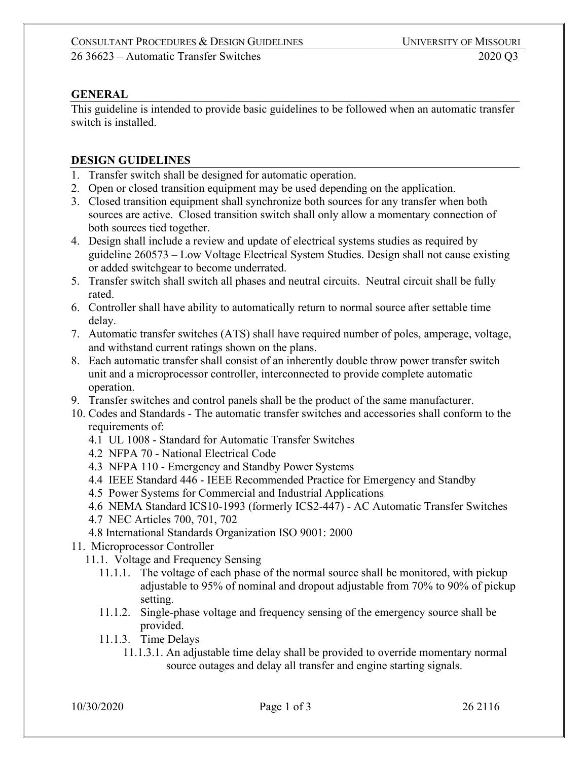## GENERAL

This guideline is intended to provide basic guidelines to be followed when an automatic transfer switch is installed.

## DESIGN GUIDELINES

1. Transfer switch shall be designed for automatic operation.
2. Open or closed transition equipment may be used depending on the application.
3. Closed transition equipment shall synchronize both sources for any transfer when both sources are active. Closed transition switch shall only allow a momentary connection of both sources tied together.
4. Design shall include a review and update of electrical systems studies as required by guideline 260573 – Low Voltage Electrical System Studies. Design shall not cause existing or added switchgear to become underrated.
5. Transfer switch shall switch all phases and neutral circuits. Neutral circuit shall be fully rated.
6. Controller shall have ability to automatically return to normal source after settable time delay.
7. Automatic transfer switches (ATS) shall have required number of poles, amperage, voltage, and withstand current ratings shown on the plans.
8. Each automatic transfer shall consist of an inherently double throw power transfer switch unit and a microprocessor controller, interconnected to provide complete automatic operation.
9. Transfer switches and control panels shall be the product of the same manufacturer.
10. Codes and Standards - The automatic transfer switches and accessories shall conform to the requirements of:
    - 4.1 UL 1008 - Standard for Automatic Transfer Switches
    - 4.2 NFPA 70 - National Electrical Code
    - 4.3 NFPA 110 - Emergency and Standby Power Systems
    - 4.4 IEEE Standard 446 - IEEE Recommended Practice for Emergency and Standby
    - 4.5 Power Systems for Commercial and Industrial Applications
    - 4.6 NEMA Standard ICS10-1993 (formerly ICS2-447) - AC Automatic Transfer Switches
    - 4.7 NEC Articles 700, 701, 702
    - 4.8 International Standards Organization ISO 9001: 2000
11. Microprocessor Controller
    - 11.1. Voltage and Frequency Sensing
        - 11.1.1. The voltage of each phase of the normal source shall be monitored, with pickup adjustable to 95% of nominal and dropout adjustable from 70% to 90% of pickup setting.
        - 11.1.2. Single-phase voltage and frequency sensing of the emergency source shall be provided.
        - 11.1.3. Time Delays
            - 11.1.3.1. An adjustable time delay shall be provided to override momentary normal source outages and delay all transfer and engine starting signals.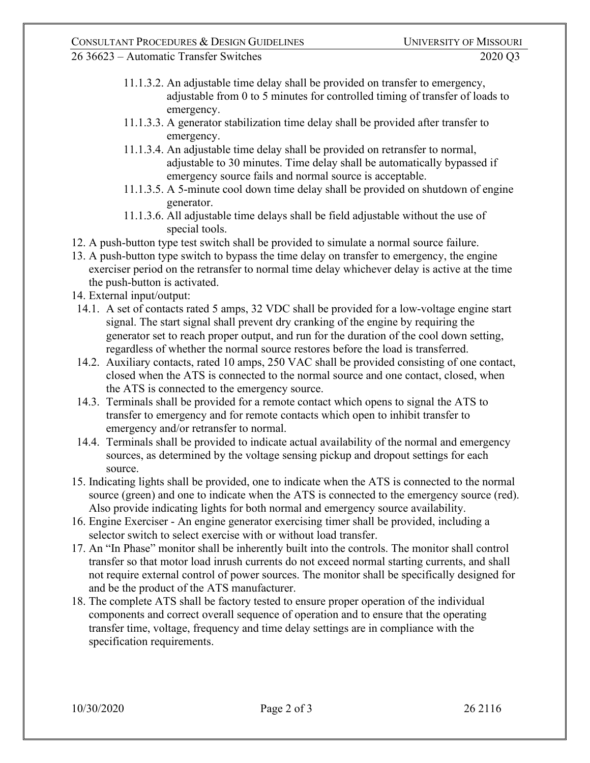11.1.3.2. An adjustable time delay shall be provided on transfer to emergency, adjustable from 0 to 5 minutes for controlled timing of transfer of loads to emergency.

11.1.3.3. A generator stabilization time delay shall be provided after transfer to emergency.

11.1.3.4. An adjustable time delay shall be provided on retransfer to normal, adjustable to 30 minutes. Time delay shall be automatically bypassed if emergency source fails and normal source is acceptable.

11.1.3.5. A 5-minute cool down time delay shall be provided on shutdown of engine generator.

11.1.3.6. All adjustable time delays shall be field adjustable without the use of special tools.

12. A push-button type test switch shall be provided to simulate a normal source failure.
13. A push-button type switch to bypass the time delay on transfer to emergency, the engine exerciser period on the retransfer to normal time delay whichever delay is active at the time the push-button is activated.
14. External input/output:

14.1. A set of contacts rated 5 amps, 32 VDC shall be provided for a low-voltage engine start signal. The start signal shall prevent dry cranking of the engine by requiring the generator set to reach proper output, and run for the duration of the cool down setting, regardless of whether the normal source restores before the load is transferred.

14.2. Auxiliary contacts, rated 10 amps, 250 VAC shall be provided consisting of one contact, closed when the ATS is connected to the normal source and one contact, closed, when the ATS is connected to the emergency source.

14.3. Terminals shall be provided for a remote contact which opens to signal the ATS to transfer to emergency and for remote contacts which open to inhibit transfer to emergency and/or retransfer to normal.

14.4. Terminals shall be provided to indicate actual availability of the normal and emergency sources, as determined by the voltage sensing pickup and dropout settings for each source.

15. Indicating lights shall be provided, one to indicate when the ATS is connected to the normal source (green) and one to indicate when the ATS is connected to the emergency source (red). Also provide indicating lights for both normal and emergency source availability.
16. Engine Exerciser - An engine generator exercising timer shall be provided, including a selector switch to select exercise with or without load transfer.
17. An "In Phase" monitor shall be inherently built into the controls. The monitor shall control transfer so that motor load inrush currents do not exceed normal starting currents, and shall not require external control of power sources. The monitor shall be specifically designed for and be the product of the ATS manufacturer.
18. The complete ATS shall be factory tested to ensure proper operation of the individual components and correct overall sequence of operation and to ensure that the operating transfer time, voltage, frequency and time delay settings are in compliance with the specification requirements.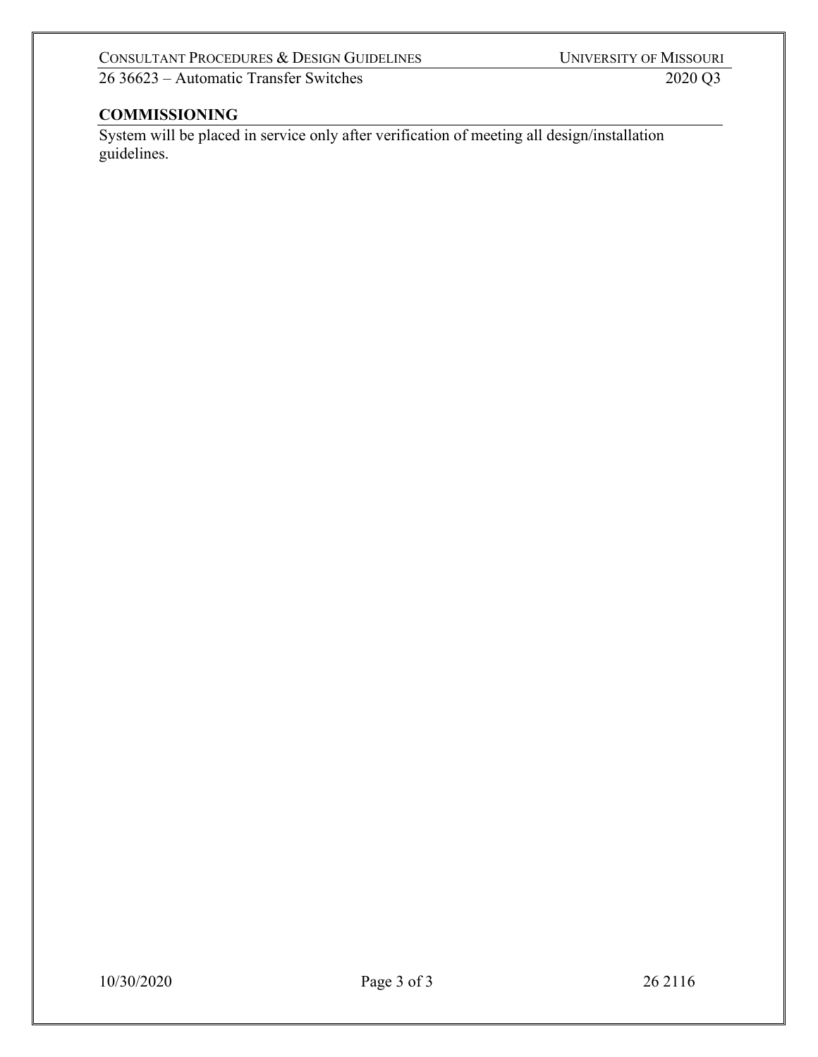## COMMISSIONING

System will be placed in service only after verification of meeting all design/installation guidelines.